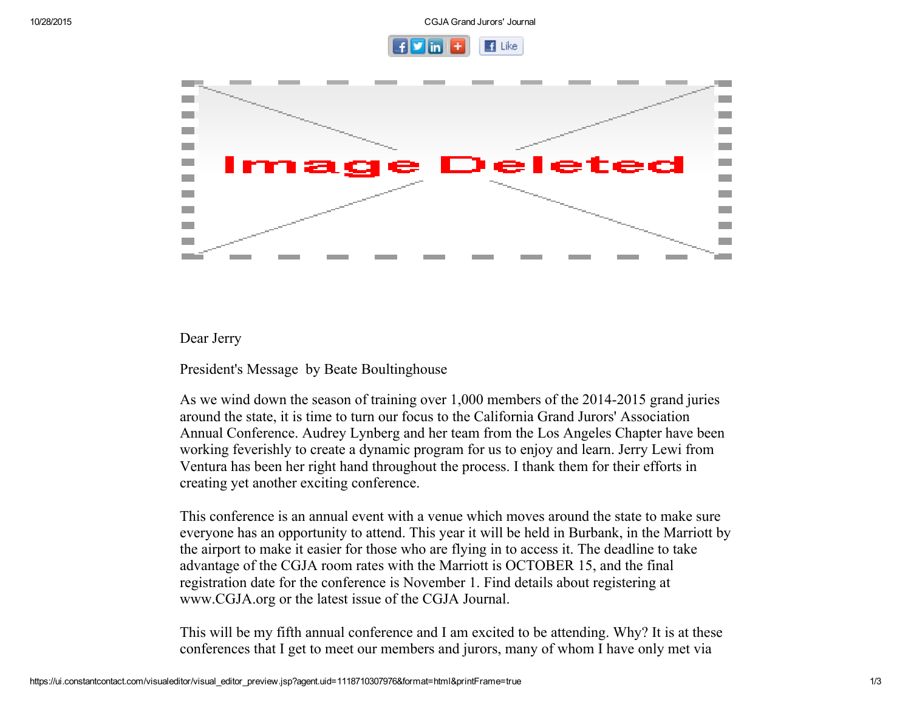Dear Jerry

President's Message  by Beate Boultinghouse

As we wind down the season of training over 1,000 members of the 2014-2015 grand juries around the state, it is time to turn our focus to the California Grand Jurors' Association Annual Conference. Audrey Lynberg and her team from the Los Angeles Chapter have been working feverishly to create a dynamic program for us to enjoy and learn. Jerry Lewi from Ventura has been her right hand throughout the process. I thank them for their efforts in creating yet another exciting conference.

This conference is an annual event with a venue which moves around the state to make sure everyone has an opportunity to attend. This year it will be held in Burbank, in the Marriott by the airport to make it easier for those who are flying in to access it. The deadline to take advantage of the CGJA room rates with the Marriott is OCTOBER 15, and the final registration date for the conference is November 1. Find details about registering at www.CGJA.org or the latest issue of the CGJA Journal.

This will be my fifth annual conference and I am excited to be attending. Why? It is at these conferences that I get to meet our members and jurors, many of whom I have only met via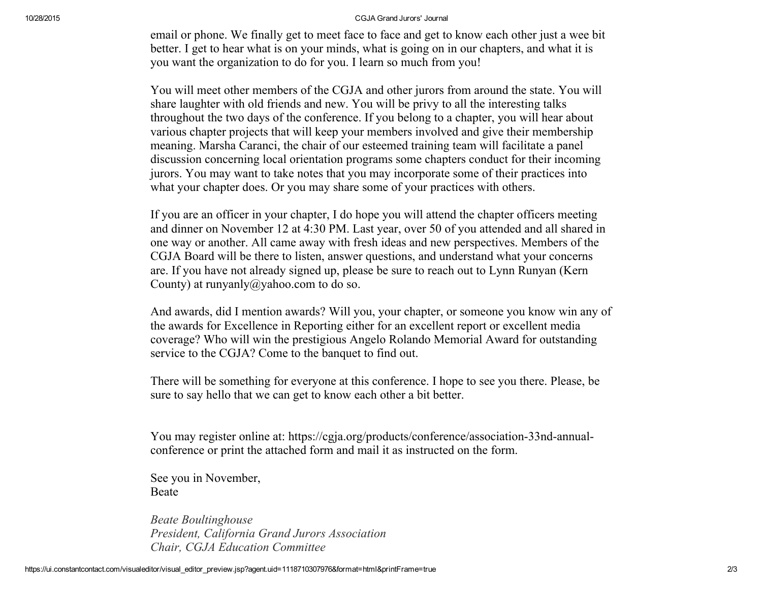email or phone. We finally get to meet face to face and get to know each other just a wee bit better. I get to hear what is on your minds, what is going on in our chapters, and what it is you want the organization to do for you. I learn so much from you!

You will meet other members of the CGJA and other jurors from around the state. You will share laughter with old friends and new. You will be privy to all the interesting talks throughout the two days of the conference. If you belong to a chapter, you will hear about various chapter projects that will keep your members involved and give their membership meaning. Marsha Caranci, the chair of our esteemed training team will facilitate a panel discussion concerning local orientation programs some chapters conduct for their incoming jurors. You may want to take notes that you may incorporate some of their practices into what your chapter does. Or you may share some of your practices with others.

If you are an officer in your chapter, I do hope you will attend the chapter officers meeting and dinner on November 12 at 4:30 PM. Last year, over 50 of you attended and all shared in one way or another. All came away with fresh ideas and new perspectives. Members of the CGJA Board will be there to listen, answer questions, and understand what your concerns are. If you have not already signed up, please be sure to reach out to Lynn Runyan (Kern County) at runyanly@yahoo.com to do so.

And awards, did I mention awards? Will you, your chapter, or someone you know win any of the awards for Excellence in Reporting either for an excellent report or excellent media coverage? Who will win the prestigious Angelo Rolando Memorial Award for outstanding service to the CGJA? Come to the banquet to find out.

There will be something for everyone at this conference. I hope to see you there. Please, be sure to say hello that we can get to know each other a bit better.

You may register online at: https://cgja.org/products/conference/association-33nd-annual-conference or print the attached form and mail it as instructed on the form.

See you in November,  
Beate

*Beate Boultinghouse*  
*President, California Grand Jurors Association*  
*Chair, CGJA Education Committee*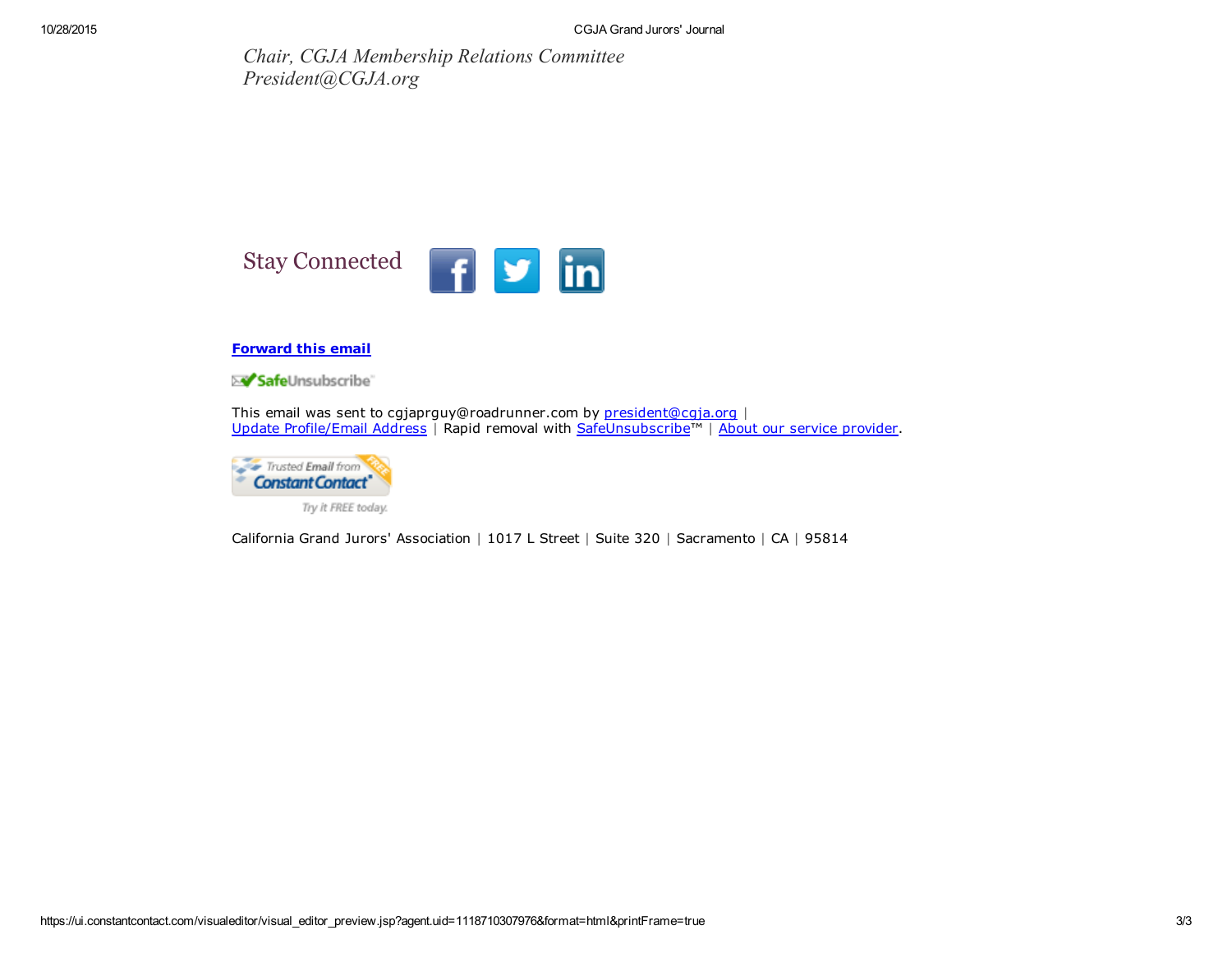*Chair, CGJA Membership Relations Committee*
*President@CGJA.org*

## Stay Connected

**Forward this email**

SafeUnsubscribe™

This email was sent to cgjaprguy@roadrunner.com by president@cgja.org |
Update Profile/Email Address | Rapid removal with SafeUnsubscribe™ | About our service provider.

Trusted Email from Constant Contact — Try it FREE today.

California Grand Jurors' Association | 1017 L Street | Suite 320 | Sacramento | CA | 95814